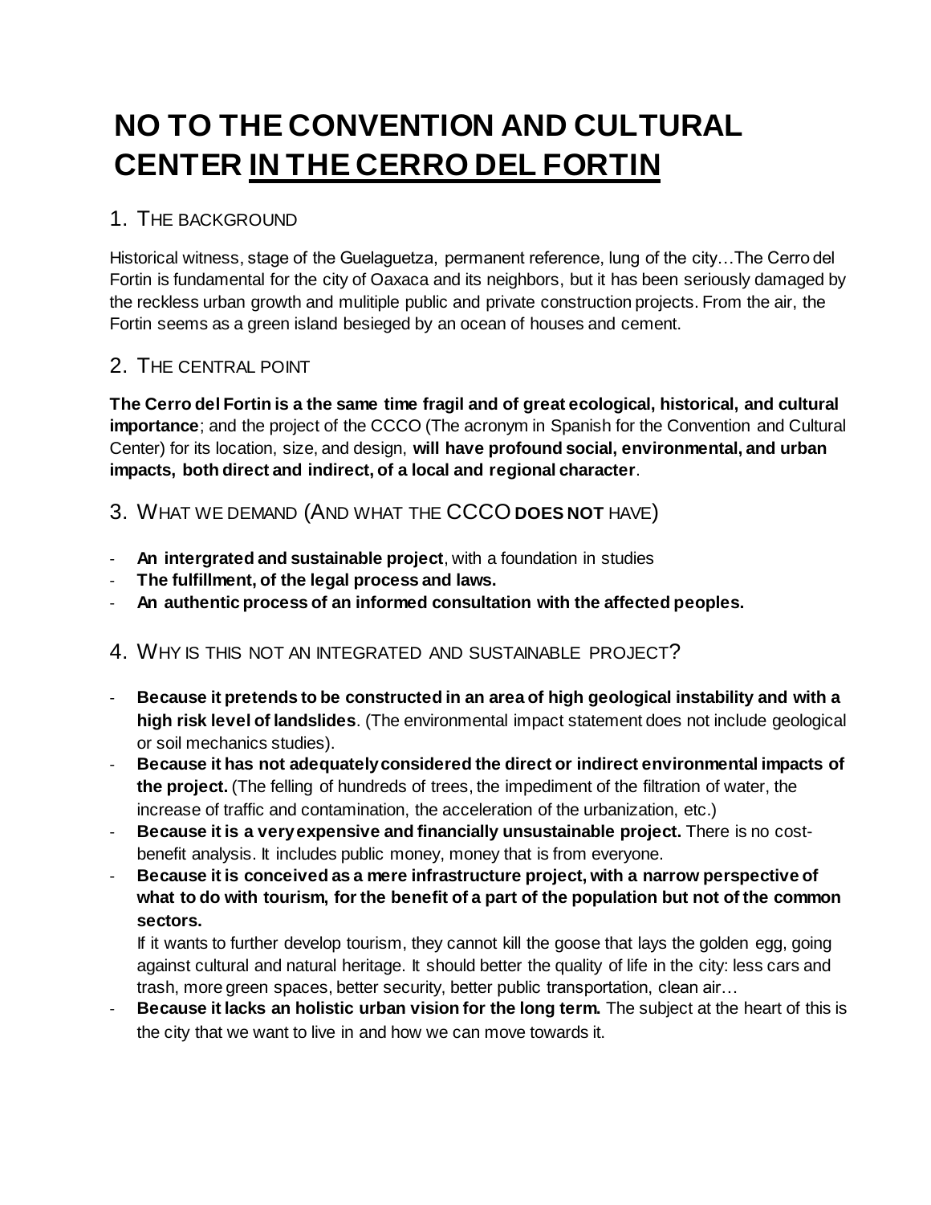# NO TO THE CONVENTION AND CULTURAL CENTER <u>IN THE CERRO DEL FORTIN</u>

## 1. THE BACKGROUND

Historical witness, stage of the Guelaguetza, permanent reference, lung of the city…The Cerro del Fortin is fundamental for the city of Oaxaca and its neighbors, but it has been seriously damaged by the reckless urban growth and mulitiple public and private construction projects. From the air, the Fortin seems as a green island besieged by an ocean of houses and cement.

## 2. THE CENTRAL POINT

**The Cerro del Fortin is a the same time fragil and of great ecological, historical, and cultural importance**; and the project of the CCCO (The acronym in Spanish for the Convention and Cultural Center) for its location, size, and design, **will have profound social, environmental, and urban impacts, both direct and indirect, of a local and regional character**.

## 3. WHAT WE DEMAND (AND WHAT THE CCCO **DOES NOT** HAVE)

- **An intergrated and sustainable project**, with a foundation in studies
- **The fulfillment, of the legal process and laws.**
- **An authentic process of an informed consultation with the affected peoples.**

## 4. WHY IS THIS NOT AN INTEGRATED AND SUSTAINABLE PROJECT?

- **Because it pretends to be constructed in an area of high geological instability and with a high risk level of landslides**. (The environmental impact statement does not include geological or soil mechanics studies).
- **Because it has not adequately considered the direct or indirect environmental impacts of the project.** (The felling of hundreds of trees, the impediment of the filtration of water, the increase of traffic and contamination, the acceleration of the urbanization, etc.)
- **Because it is a very expensive and financially unsustainable project.** There is no cost-benefit analysis. It includes public money, money that is from everyone.
- **Because it is conceived as a mere infrastructure project, with a narrow perspective of what to do with tourism, for the benefit of a part of the population but not of the common sectors.**

  If it wants to further develop tourism, they cannot kill the goose that lays the golden egg, going against cultural and natural heritage. It should better the quality of life in the city: less cars and trash, more green spaces, better security, better public transportation, clean air…
- **Because it lacks an holistic urban vision for the long term.** The subject at the heart of this is the city that we want to live in and how we can move towards it.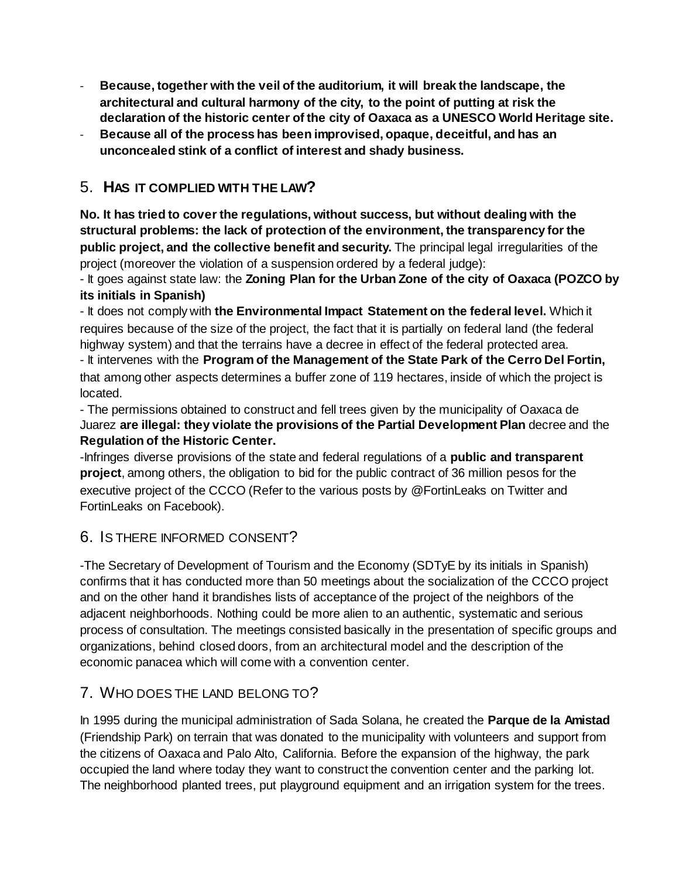- **Because, together with the veil of the auditorium, it will break the landscape, the architectural and cultural harmony of the city, to the point of putting at risk the declaration of the historic center of the city of Oaxaca as a UNESCO World Heritage site.**
- **Because all of the process has been improvised, opaque, deceitful, and has an unconcealed stink of a conflict of interest and shady business.**

## 5. HAS IT COMPLIED WITH THE LAW?

**No. It has tried to cover the regulations, without success, but without dealing with the structural problems: the lack of protection of the environment, the transparency for the public project, and the collective benefit and security.** The principal legal irregularities of the project (moreover the violation of a suspension ordered by a federal judge):

- It goes against state law: the **Zoning Plan for the Urban Zone of the city of Oaxaca (POZCO by its initials in Spanish)**

- It does not comply with **the Environmental Impact Statement on the federal level.** Which it requires because of the size of the project, the fact that it is partially on federal land (the federal highway system) and that the terrains have a decree in effect of the federal protected area.

- It intervenes with the **Program of the Management of the State Park of the Cerro Del Fortin,** that among other aspects determines a buffer zone of 119 hectares, inside of which the project is located.

- The permissions obtained to construct and fell trees given by the municipality of Oaxaca de Juarez **are illegal: they violate the provisions of the Partial Development Plan** decree and the **Regulation of the Historic Center.**

-Infringes diverse provisions of the state and federal regulations of a **public and transparent project**, among others, the obligation to bid for the public contract of 36 million pesos for the executive project of the CCCO (Refer to the various posts by @FortinLeaks on Twitter and FortinLeaks on Facebook).

## 6. IS THERE INFORMED CONSENT?

-The Secretary of Development of Tourism and the Economy (SDTyE by its initials in Spanish) confirms that it has conducted more than 50 meetings about the socialization of the CCCO project and on the other hand it brandishes lists of acceptance of the project of the neighbors of the adjacent neighborhoods. Nothing could be more alien to an authentic, systematic and serious process of consultation. The meetings consisted basically in the presentation of specific groups and organizations, behind closed doors, from an architectural model and the description of the economic panacea which will come with a convention center.

## 7. WHO DOES THE LAND BELONG TO?

In 1995 during the municipal administration of Sada Solana, he created the **Parque de la Amistad** (Friendship Park) on terrain that was donated to the municipality with volunteers and support from the citizens of Oaxaca and Palo Alto, California. Before the expansion of the highway, the park occupied the land where today they want to construct the convention center and the parking lot. The neighborhood planted trees, put playground equipment and an irrigation system for the trees.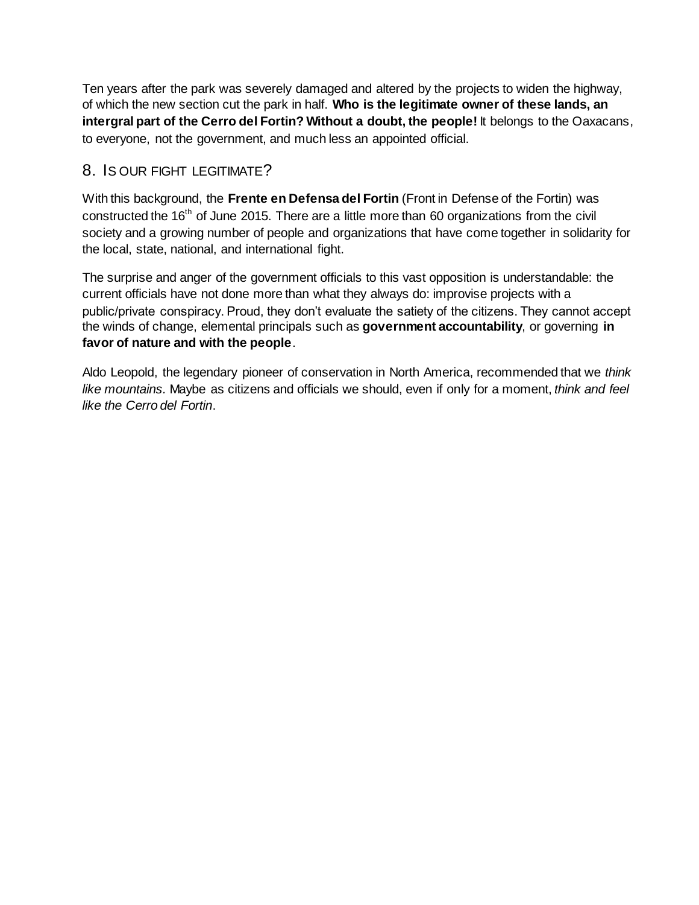Ten years after the park was severely damaged and altered by the projects to widen the highway, of which the new section cut the park in half. **Who is the legitimate owner of these lands, an intergral part of the Cerro del Fortin? Without a doubt, the people!** It belongs to the Oaxacans, to everyone, not the government, and much less an appointed official.

## 8. IS OUR FIGHT LEGITIMATE?

With this background, the **Frente en Defensa del Fortin** (Front in Defense of the Fortin) was constructed the 16th of June 2015. There are a little more than 60 organizations from the civil society and a growing number of people and organizations that have come together in solidarity for the local, state, national, and international fight.

The surprise and anger of the government officials to this vast opposition is understandable: the current officials have not done more than what they always do: improvise projects with a public/private conspiracy. Proud, they don't evaluate the satiety of the citizens. They cannot accept the winds of change, elemental principals such as **government accountability**, or governing **in favor of nature and with the people**.

Aldo Leopold, the legendary pioneer of conservation in North America, recommended that we *think like mountains*. Maybe as citizens and officials we should, even if only for a moment, *think and feel like the Cerro del Fortin*.